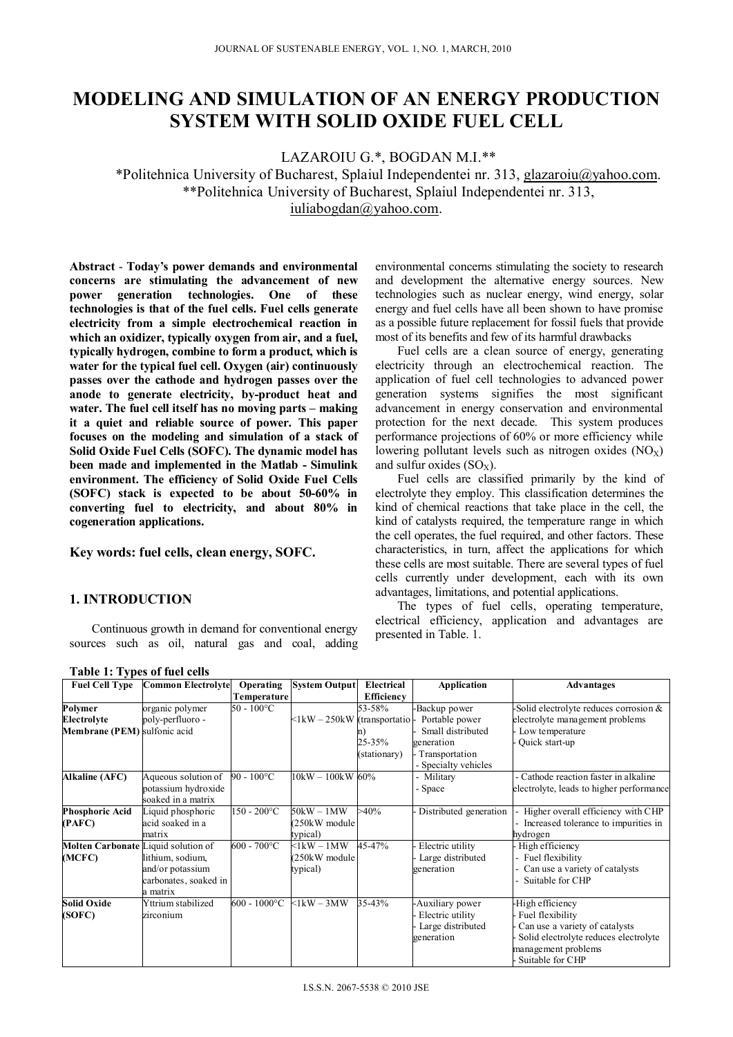# MODELING AND SIMULATION OF AN ENERGY PRODUCTION SYSTEM WITH SOLID OXIDE FUEL CELL

LAZAROIU G.*, BOGDAN M.I.**

*Politehnica University of Bucharest, Splaiul Independentei nr. 313, glazaroiu@yahoo.com.
**Politehnica University of Bucharest, Splaiul Independentei nr. 313, iuliabogdan@yahoo.com.

**Abstract - Today's power demands and environmental concerns are stimulating the advancement of new power generation technologies. One of these technologies is that of the fuel cells. Fuel cells generate electricity from a simple electrochemical reaction in which an oxidizer, typically oxygen from air, and a fuel, typically hydrogen, combine to form a product, which is water for the typical fuel cell. Oxygen (air) continuously passes over the cathode and hydrogen passes over the anode to generate electricity, by-product heat and water. The fuel cell itself has no moving parts – making it a quiet and reliable source of power. This paper focuses on the modeling and simulation of a stack of Solid Oxide Fuel Cells (SOFC). The dynamic model has been made and implemented in the Matlab - Simulink environment. The efficiency of Solid Oxide Fuel Cells (SOFC) stack is expected to be about 50-60% in converting fuel to electricity, and about 80% in cogeneration applications.**

**Key words: fuel cells, clean energy, SOFC.**

## 1. INTRODUCTION

Continuous growth in demand for conventional energy sources such as oil, natural gas and coal, adding environmental concerns stimulating the society to research and development the alternative energy sources. New technologies such as nuclear energy, wind energy, solar energy and fuel cells have all been shown to have promise as a possible future replacement for fossil fuels that provide most of its benefits and few of its harmful drawbacks

Fuel cells are a clean source of energy, generating electricity through an electrochemical reaction. The application of fuel cell technologies to advanced power generation systems signifies the most significant advancement in energy conservation and environmental protection for the next decade. This system produces performance projections of 60% or more efficiency while lowering pollutant levels such as nitrogen oxides ($NO_X$) and sulfur oxides ($SO_X$).

Fuel cells are classified primarily by the kind of electrolyte they employ. This classification determines the kind of chemical reactions that take place in the cell, the kind of catalysts required, the temperature range in which the cell operates, the fuel required, and other factors. These characteristics, in turn, affect the applications for which these cells are most suitable. There are several types of fuel cells currently under development, each with its own advantages, limitations, and potential applications.

The types of fuel cells, operating temperature, electrical efficiency, application and advantages are presented in Table. 1.

**Table 1: Types of fuel cells**

| Fuel Cell Type | Common Electrolyte | Operating Temperature | System Output | Electrical Efficiency | Application | Advantages |
|---|---|---|---|---|---|---|
| **Polymer Electrolyte Membrane (PEM)** | organic polymer poly-perfluoro - sulfonic acid | 50 - 100°C | <1kW – 250kW | 53-58% (transportation) 25-35% (stationary) | -Backup power - Portable power - Small distributed generation - Transportation - Specialty vehicles | -Solid electrolyte reduces corrosion & electrolyte management problems - Low temperature - Quick start-up |
| **Alkaline (AFC)** | Aqueous solution of potassium hydroxide soaked in a matrix | 90 - 100°C | 10kW – 100kW | 60% | - Military - Space | - Cathode reaction faster in alkaline electrolyte, leads to higher performance |
| **Phosphoric Acid (PAFC)** | Liquid phosphoric acid soaked in a matrix | 150 - 200°C | 50kW – 1MW (250kW module typical) | >40% | - Distributed generation | - Higher overall efficiency with CHP - Increased tolerance to impurities in hydrogen |
| **Molten Carbonate (MCFC)** | Liquid solution of lithium, sodium, and/or potassium carbonates, soaked in a matrix | 600 - 700°C | <1kW – 1MW (250kW module typical) | 45-47% | - Electric utility - Large distributed generation | - High efficiency - Fuel flexibility - Can use a variety of catalysts - Suitable for CHP |
| **Solid Oxide (SOFC)** | Yttrium stabilized zirconium | 600 - 1000°C | <1kW – 3MW | 35-43% | -Auxiliary power - Electric utility - Large distributed generation | -High efficiency - Fuel flexibility - Can use a variety of catalysts - Solid electrolyte reduces electrolyte management problems - Suitable for CHP |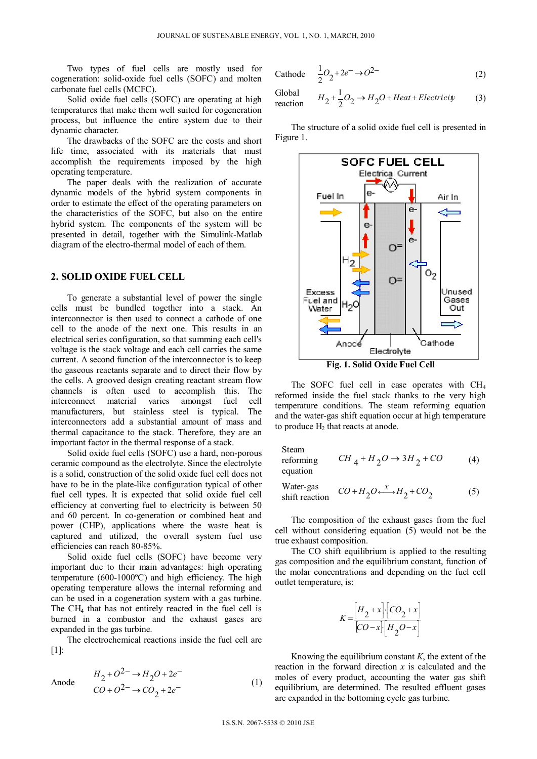Two types of fuel cells are mostly used for cogeneration: solid-oxide fuel cells (SOFC) and molten carbonate fuel cells (MCFC).

Solid oxide fuel cells (SOFC) are operating at high temperatures that make them well suited for cogeneration process, but influence the entire system due to their dynamic character.

The drawbacks of the SOFC are the costs and short life time, associated with its materials that must accomplish the requirements imposed by the high operating temperature.

The paper deals with the realization of accurate dynamic models of the hybrid system components in order to estimate the effect of the operating parameters on the characteristics of the SOFC, but also on the entire hybrid system. The components of the system will be presented in detail, together with the Simulink-Matlab diagram of the electro-thermal model of each of them.

## 2. SOLID OXIDE FUEL CELL

To generate a substantial level of power the single cells must be bundled together into a stack. An interconnector is then used to connect a cathode of one cell to the anode of the next one. This results in an electrical series configuration, so that summing each cell's voltage is the stack voltage and each cell carries the same current. A second function of the interconnector is to keep the gaseous reactants separate and to direct their flow by the cells. A grooved design creating reactant stream flow channels is often used to accomplish this. The interconnect material varies amongst fuel cell manufacturers, but stainless steel is typical. The interconnectors add a substantial amount of mass and thermal capacitance to the stack. Therefore, they are an important factor in the thermal response of a stack.

Solid oxide fuel cells (SOFC) use a hard, non-porous ceramic compound as the electrolyte. Since the electrolyte is a solid, construction of the solid oxide fuel cell does not have to be in the plate-like configuration typical of other fuel cell types. It is expected that solid oxide fuel cell efficiency at converting fuel to electricity is between 50 and 60 percent. In co-generation or combined heat and power (CHP), applications where the waste heat is captured and utilized, the overall system fuel use efficiencies can reach 80-85%.

Solid oxide fuel cells (SOFC) have become very important due to their main advantages: high operating temperature (600-1000ºC) and high efficiency. The high operating temperature allows the internal reforming and can be used in a cogeneration system with a gas turbine. The $CH_4$ that has not entirely reacted in the fuel cell is burned in a combustor and the exhaust gases are expanded in the gas turbine.

The electrochemical reactions inside the fuel cell are [1]:

Anode
$$H_2 + O^{2-} \rightarrow H_2O + 2e^-$$
$$CO + O^{2-} \rightarrow CO_2 + 2e^- \qquad (1)$$

Cathode
$$\frac{1}{2}O_2 + 2e^- \rightarrow O^{2-} \qquad (2)$$

Global reaction
$$H_2 + \frac{1}{2}O_2 \rightarrow H_2O + Heat + Electricity \qquad (3)$$

The structure of a solid oxide fuel cell is presented in Figure 1.

**Fig. 1. Solid Oxide Fuel Cell**

The SOFC fuel cell in case operates with $CH_4$ reformed inside the fuel stack thanks to the very high temperature conditions. The steam reforming equation and the water-gas shift equation occur at high temperature to produce $H_2$ that reacts at anode.

Steam reforming equation
$$CH_4 + H_2O \rightarrow 3H_2 + CO \qquad (4)$$

Water-gas shift reaction
$$CO + H_2O \overset{x}{\longleftrightarrow} H_2 + CO_2 \qquad (5)$$

The composition of the exhaust gases from the fuel cell without considering equation (5) would not be the true exhaust composition.

The CO shift equilibrium is applied to the resulting gas composition and the equilibrium constant, function of the molar concentrations and depending on the fuel cell outlet temperature, is:

$$K = \frac{[H_2 + x] \cdot [CO_2 + x]}{[CO - x] \cdot [H_2O - x]}$$

Knowing the equilibrium constant $K$, the extent of the reaction in the forward direction $x$ is calculated and the moles of every product, accounting the water gas shift equilibrium, are determined. The resulted effluent gases are expanded in the bottoming cycle gas turbine.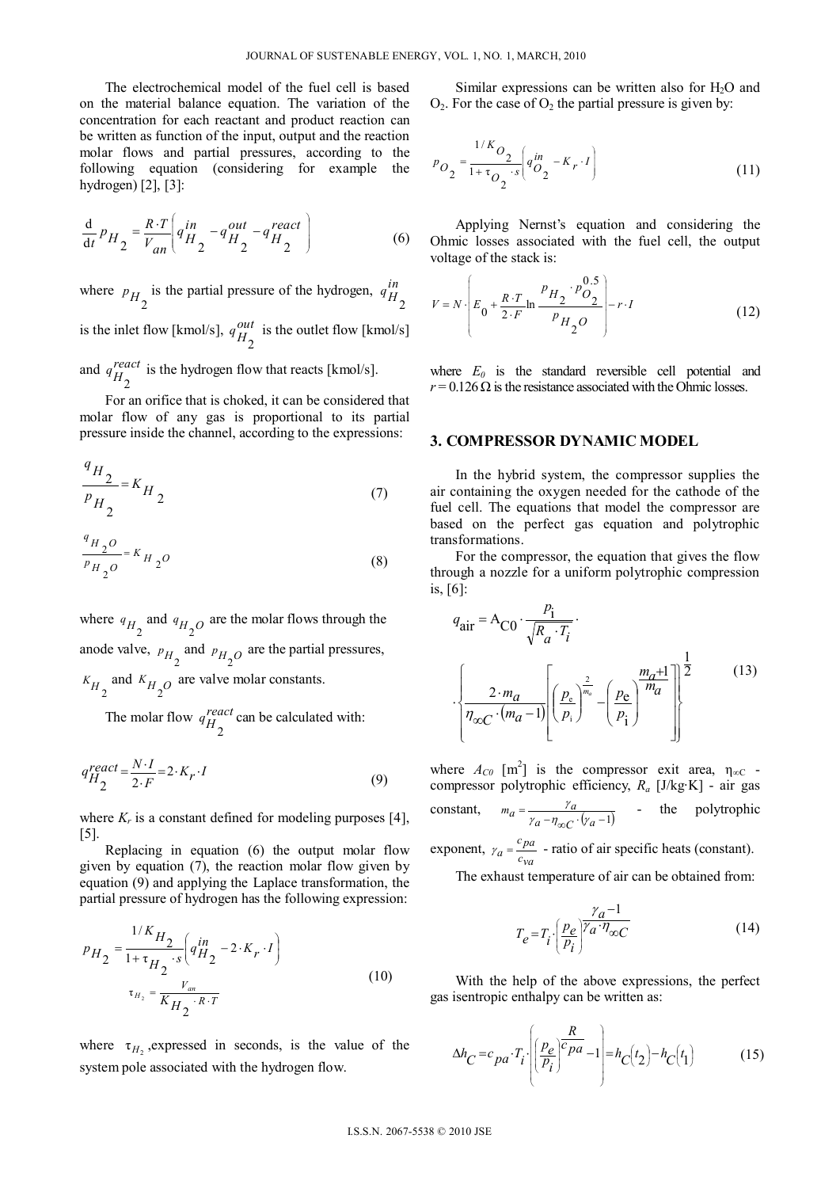The electrochemical model of the fuel cell is based on the material balance equation. The variation of the concentration for each reactant and product reaction can be written as function of the input, output and the reaction molar flows and partial pressures, according to the following equation (considering for example the hydrogen) [2], [3]:

$$\frac{\mathrm{d}}{\mathrm{d}t} p_{H_2} = \frac{R \cdot T}{V_{an}} \left( q_{H_2}^{in} - q_{H_2}^{out} - q_{H_2}^{react} \right) \tag{6}$$

where $p_{H_2}$ is the partial pressure of the hydrogen, $q_{H_2}^{in}$ is the inlet flow [kmol/s], $q_{H_2}^{out}$ is the outlet flow [kmol/s] and $q_{H_2}^{react}$ is the hydrogen flow that reacts [kmol/s].

For an orifice that is choked, it can be considered that molar flow of any gas is proportional to its partial pressure inside the channel, according to the expressions:

$$\frac{q_{H_2}}{p_{H_2}} = K_{H_2} \tag{7}$$

$$\frac{q_{H_2O}}{p_{H_2O}} = K_{H_2O} \tag{8}$$

where $q_{H_2}$ and $q_{H_2O}$ are the molar flows through the anode valve, $p_{H_2}$ and $p_{H_2O}$ are the partial pressures, $K_{H_2}$ and $K_{H_2O}$ are valve molar constants.

The molar flow $q_{H_2}^{react}$ can be calculated with:

$$q_{H_2}^{react} = \frac{N \cdot I}{2 \cdot F} = 2 \cdot K_r \cdot I \tag{9}$$

where $K_r$ is a constant defined for modeling purposes [4], [5].

Replacing in equation (6) the output molar flow given by equation (7), the reaction molar flow given by equation (9) and applying the Laplace transformation, the partial pressure of hydrogen has the following expression:

$$p_{H_2} = \frac{1/K_{H_2}}{1 + \tau_{H_2} \cdot s} \left( q_{H_2}^{in} - 2 \cdot K_r \cdot I \right)$$
$$\tau_{H_2} = \frac{V_{an}}{K_{H_2} \cdot R \cdot T} \tag{10}$$

where $\tau_{H_2}$, expressed in seconds, is the value of the system pole associated with the hydrogen flow.

Similar expressions can be written also for $H_2O$ and $O_2$. For the case of $O_2$ the partial pressure is given by:

$$p_{O_2} = \frac{1/K_{O_2}}{1 + \tau_{O_2} \cdot s} \left( q_{O_2}^{in} - K_r \cdot I \right) \tag{11}$$

Applying Nernst's equation and considering the Ohmic losses associated with the fuel cell, the output voltage of the stack is:

$$V = N \cdot \left( E_0 + \frac{R \cdot T}{2 \cdot F} \ln \frac{p_{H_2} \cdot p_{O_2}^{0.5}}{p_{H_2O}} \right) - r \cdot I \tag{12}$$

where $E_0$ is the standard reversible cell potential and $r = 0.126\ \Omega$ is the resistance associated with the Ohmic losses.

## 3. COMPRESSOR DYNAMIC MODEL

In the hybrid system, the compressor supplies the air containing the oxygen needed for the cathode of the fuel cell. The equations that model the compressor are based on the perfect gas equation and polytrophic transformations.

For the compressor, the equation that gives the flow through a nozzle for a uniform polytrophic compression is, [6]:

$$q_{\text{air}} = A_{C0} \cdot \frac{p_i}{\sqrt{R_a \cdot T_i}} \cdot \left\{ \frac{2 \cdot m_a}{\eta_{\infty C} \cdot (m_a - 1)} \left[ \left( \frac{p_e}{p_i} \right)^{\frac{2}{m_a}} - \left( \frac{p_e}{p_i} \right)^{\frac{m_a + 1}{m_a}} \right] \right\}^{\frac{1}{2}} \tag{13}$$

where $A_{C0}$ [m$^2$] is the compressor exit area, $\eta_{\infty C}$ - compressor polytrophic efficiency, $R_a$ [J/kg·K] - air gas constant, $m_a = \frac{\gamma_a}{\gamma_a - \eta_{\infty C} \cdot (\gamma_a - 1)}$ - the polytrophic exponent, $\gamma_a = \frac{c_{pa}}{c_{va}}$ - ratio of air specific heats (constant).

The exhaust temperature of air can be obtained from:

$$T_e = T_i \cdot \left( \frac{p_e}{p_i} \right)^{\frac{\gamma_a - 1}{\gamma_a \cdot \eta_{\infty C}}} \tag{14}$$

With the help of the above expressions, the perfect gas isentropic enthalpy can be written as:

$$\Delta h_C = c_{pa} \cdot T_i \cdot \left( \left( \frac{p_e}{p_i} \right)^{\frac{R}{c_{pa}}} - 1 \right) = h_C(t_2) - h_C(t_1) \tag{15}$$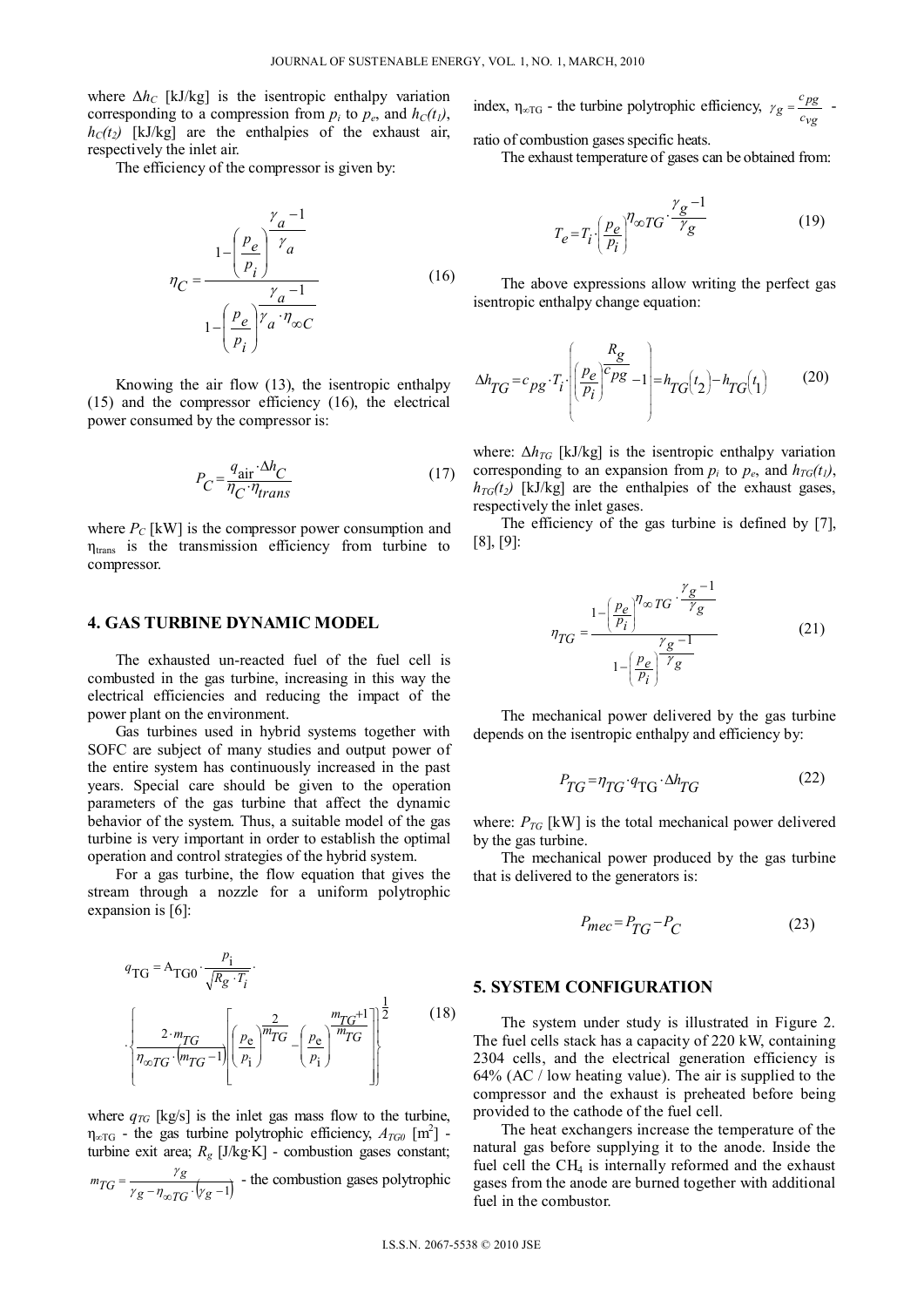where $\Delta h_C$ [kJ/kg] is the isentropic enthalpy variation corresponding to a compression from $p_i$ to $p_e$, and $h_C(t_1)$, $h_C(t_2)$ [kJ/kg] are the enthalpies of the exhaust air, respectively the inlet air.

The efficiency of the compressor is given by:

$$\eta_C = \frac{1-\left(\frac{p_e}{p_i}\right)^{\frac{\gamma_a - 1}{\gamma_a}}}{1-\left(\frac{p_e}{p_i}\right)^{\frac{\gamma_a - 1}{\gamma_a \cdot \eta_{\infty C}}}} \tag{16}$$

Knowing the air flow (13), the isentropic enthalpy (15) and the compressor efficiency (16), the electrical power consumed by the compressor is:

$$P_C = \frac{q_{\text{air}} \cdot \Delta h_C}{\eta_C \cdot \eta_{trans}} \tag{17}$$

where $P_C$ [kW] is the compressor power consumption and $\eta_{trans}$ is the transmission efficiency from turbine to compressor.

## 4. GAS TURBINE DYNAMIC MODEL

The exhausted un-reacted fuel of the fuel cell is combusted in the gas turbine, increasing in this way the electrical efficiencies and reducing the impact of the power plant on the environment.

Gas turbines used in hybrid systems together with SOFC are subject of many studies and output power of the entire system has continuously increased in the past years. Special care should be given to the operation parameters of the gas turbine that affect the dynamic behavior of the system. Thus, a suitable model of the gas turbine is very important in order to establish the optimal operation and control strategies of the hybrid system.

For a gas turbine, the flow equation that gives the stream through a nozzle for a uniform polytrophic expansion is [6]:

$$q_{\text{TG}} = A_{\text{TG0}} \cdot \frac{p_{\text{i}}}{\sqrt{R_g \cdot T_i}} \cdot \left\{ \frac{2 \cdot m_{TG}}{\eta_{\infty TG} \cdot (m_{TG} - 1)} \left[ \left(\frac{p_{\text{e}}}{p_{\text{i}}}\right)^{\frac{2}{m_{TG}}} - \left(\frac{p_{\text{e}}}{p_{\text{i}}}\right)^{\frac{m_{TG}+1}{m_{TG}}} \right] \right\}^{\frac{1}{2}} \tag{18}$$

where $q_{TG}$ [kg/s] is the inlet gas mass flow to the turbine, $\eta_{\infty TG}$ - the gas turbine polytrophic efficiency, $A_{TG0}$ [m$^2$] - turbine exit area; $R_g$ [J/kg·K] - combustion gases constant; $m_{TG} = \frac{\gamma_g}{\gamma_g - \eta_{\infty TG} \cdot (\gamma_g - 1)}$ - the combustion gases polytrophic index, $\eta_{\infty TG}$ - the turbine polytrophic efficiency, $\gamma_g = \frac{c_{pg}}{c_{vg}}$ - ratio of combustion gases specific heats.

The exhaust temperature of gases can be obtained from:

$$T_e = T_i \cdot \left(\frac{p_e}{p_i}\right)^{\eta_{\infty TG} \cdot \frac{\gamma_g - 1}{\gamma_g}} \tag{19}$$

The above expressions allow writing the perfect gas isentropic enthalpy change equation:

$$\Delta h_{TG} = c_{pg} \cdot T_i \cdot \left( \left(\frac{p_e}{p_i}\right)^{\frac{R_g}{c_{pg}}} - 1 \right) = h_{TG}(t_2) - h_{TG}(t_1) \tag{20}$$

where: $\Delta h_{TG}$ [kJ/kg] is the isentropic enthalpy variation corresponding to an expansion from $p_i$ to $p_e$, and $h_{TG}(t_1)$, $h_{TG}(t_2)$ [kJ/kg] are the enthalpies of the exhaust gases, respectively the inlet gases.

The efficiency of the gas turbine is defined by [7], [8], [9]:

$$\eta_{TG} = \frac{1-\left(\frac{p_e}{p_i}\right)^{\eta_{\infty TG} \cdot \frac{\gamma_g - 1}{\gamma_g}}}{1-\left(\frac{p_e}{p_i}\right)^{\frac{\gamma_g - 1}{\gamma_g}}} \tag{21}$$

The mechanical power delivered by the gas turbine depends on the isentropic enthalpy and efficiency by:

$$P_{TG} = \eta_{TG} \cdot q_{\text{TG}} \cdot \Delta h_{TG} \tag{22}$$

where: $P_{TG}$ [kW] is the total mechanical power delivered by the gas turbine.

The mechanical power produced by the gas turbine that is delivered to the generators is:

$$P_{mec} = P_{TG} - P_C \tag{23}$$

## 5. SYSTEM CONFIGURATION

The system under study is illustrated in Figure 2. The fuel cells stack has a capacity of 220 kW, containing 2304 cells, and the electrical generation efficiency is 64% (AC / low heating value). The air is supplied to the compressor and the exhaust is preheated before being provided to the cathode of the fuel cell.

The heat exchangers increase the temperature of the natural gas before supplying it to the anode. Inside the fuel cell the $CH_4$ is internally reformed and the exhaust gases from the anode are burned together with additional fuel in the combustor.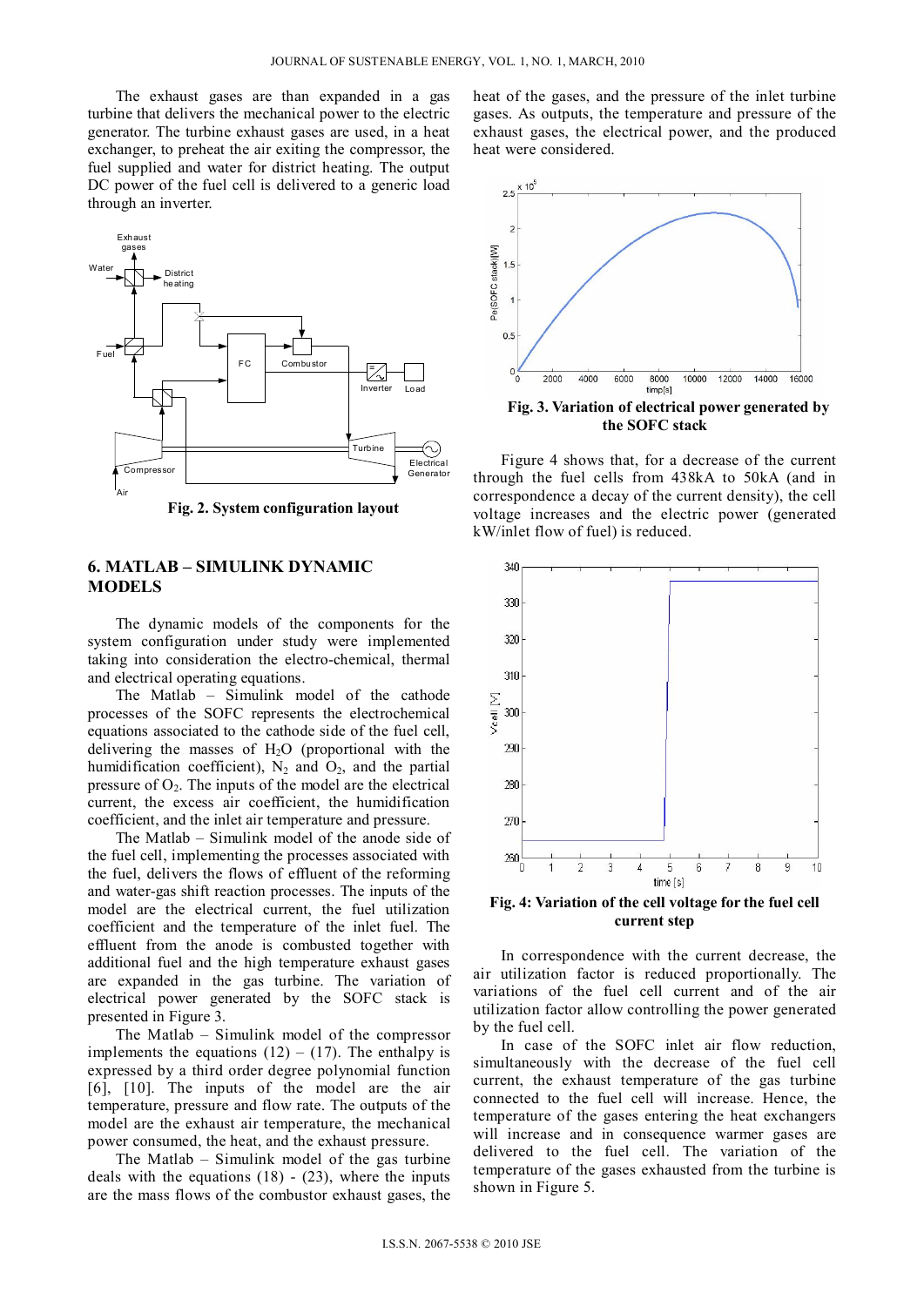The exhaust gases are than expanded in a gas turbine that delivers the mechanical power to the electric generator. The turbine exhaust gases are used, in a heat exchanger, to preheat the air exiting the compressor, the fuel supplied and water for district heating. The output DC power of the fuel cell is delivered to a generic load through an inverter.

**Fig. 2. System configuration layout**

## 6. MATLAB – SIMULINK DYNAMIC MODELS

The dynamic models of the components for the system configuration under study were implemented taking into consideration the electro-chemical, thermal and electrical operating equations.

The Matlab – Simulink model of the cathode processes of the SOFC represents the electrochemical equations associated to the cathode side of the fuel cell, delivering the masses of $H_2O$ (proportional with the humidification coefficient), $N_2$ and $O_2$, and the partial pressure of $O_2$. The inputs of the model are the electrical current, the excess air coefficient, the humidification coefficient, and the inlet air temperature and pressure.

The Matlab – Simulink model of the anode side of the fuel cell, implementing the processes associated with the fuel, delivers the flows of effluent of the reforming and water-gas shift reaction processes. The inputs of the model are the electrical current, the fuel utilization coefficient and the temperature of the inlet fuel. The effluent from the anode is combusted together with additional fuel and the high temperature exhaust gases are expanded in the gas turbine. The variation of electrical power generated by the SOFC stack is presented in Figure 3.

The Matlab – Simulink model of the compressor implements the equations (12) – (17). The enthalpy is expressed by a third order degree polynomial function [6], [10]. The inputs of the model are the air temperature, pressure and flow rate. The outputs of the model are the exhaust air temperature, the mechanical power consumed, the heat, and the exhaust pressure.

The Matlab – Simulink model of the gas turbine deals with the equations (18) - (23), where the inputs are the mass flows of the combustor exhaust gases, the heat of the gases, and the pressure of the inlet turbine gases. As outputs, the temperature and pressure of the exhaust gases, the electrical power, and the produced heat were considered.

**Fig. 3. Variation of electrical power generated by the SOFC stack**

Figure 4 shows that, for a decrease of the current through the fuel cells from 438kA to 50kA (and in correspondence a decay of the current density), the cell voltage increases and the electric power (generated kW/inlet flow of fuel) is reduced.

**Fig. 4: Variation of the cell voltage for the fuel cell current step**

In correspondence with the current decrease, the air utilization factor is reduced proportionally. The variations of the fuel cell current and of the air utilization factor allow controlling the power generated by the fuel cell.

In case of the SOFC inlet air flow reduction, simultaneously with the decrease of the fuel cell current, the exhaust temperature of the gas turbine connected to the fuel cell will increase. Hence, the temperature of the gases entering the heat exchangers will increase and in consequence warmer gases are delivered to the fuel cell. The variation of the temperature of the gases exhausted from the turbine is shown in Figure 5.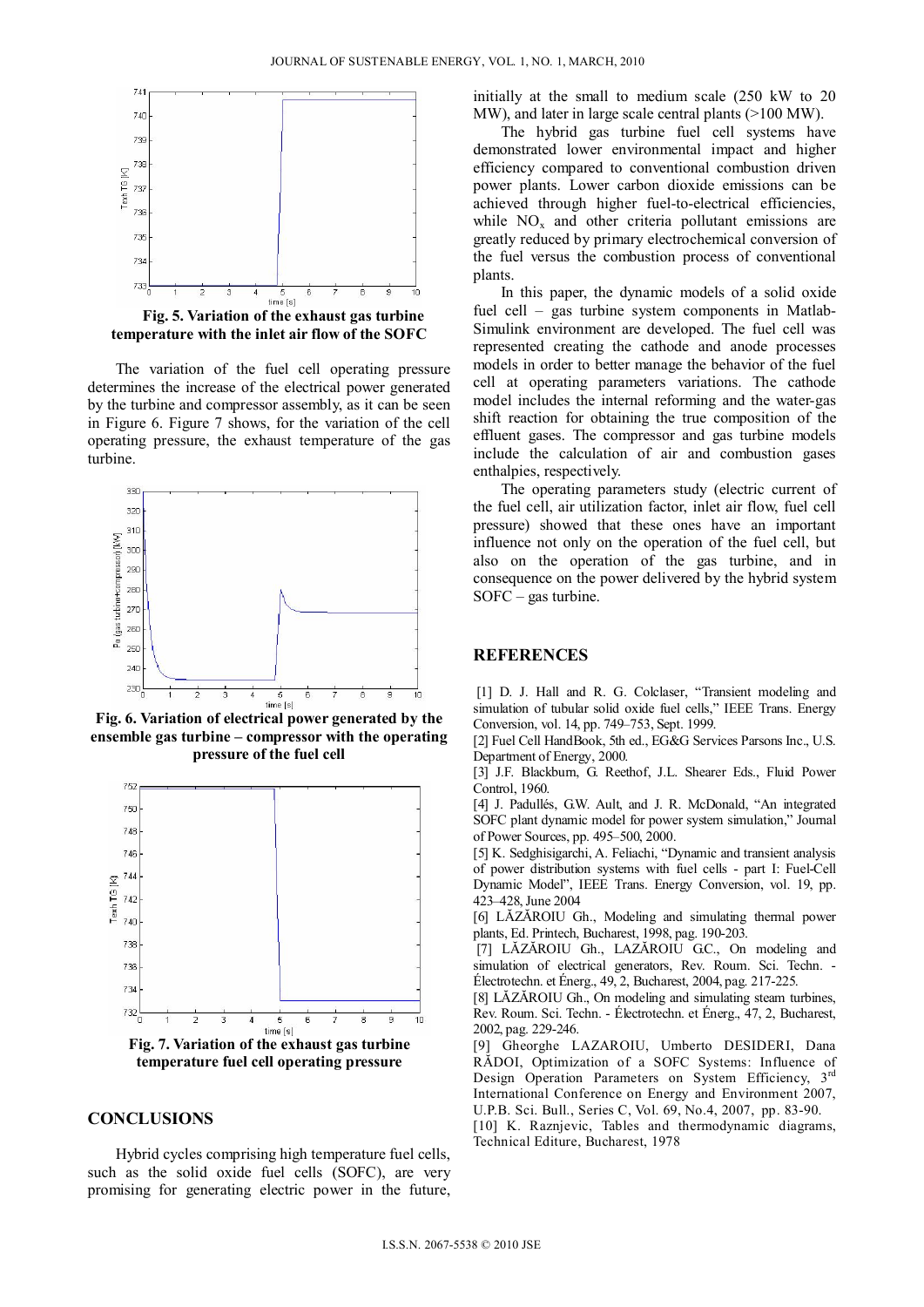741
740
739
738
737
736
735
734
733
0 1 2 3 4 5 6 7 8 9 10
Texh TG [K]
time [s]

**Fig. 5. Variation of the exhaust gas turbine temperature with the inlet air flow of the SOFC**

The variation of the fuel cell operating pressure determines the increase of the electrical power generated by the turbine and compressor assembly, as it can be seen in Figure 6. Figure 7 shows, for the variation of the cell operating pressure, the exhaust temperature of the gas turbine.

330
320
310
300
290
280
270
260
250
240
230
0 1 2 3 4 5 6 7 8 9 10
Pe (gas turbine+compressor) [kW]
time [s]

**Fig. 6. Variation of electrical power generated by the ensemble gas turbine – compressor with the operating pressure of the fuel cell**

752
750
748
746
744
742
740
738
736
734
732
0 1 2 3 4 5 6 7 8 9 10
Texh TG [K]
time [s]

**Fig. 7. Variation of the exhaust gas turbine temperature fuel cell operating pressure**

## CONCLUSIONS

Hybrid cycles comprising high temperature fuel cells, such as the solid oxide fuel cells (SOFC), are very promising for generating electric power in the future, initially at the small to medium scale (250 kW to 20 MW), and later in large scale central plants (>100 MW).

The hybrid gas turbine fuel cell systems have demonstrated lower environmental impact and higher efficiency compared to conventional combustion driven power plants. Lower carbon dioxide emissions can be achieved through higher fuel-to-electrical efficiencies, while $NO_x$ and other criteria pollutant emissions are greatly reduced by primary electrochemical conversion of the fuel versus the combustion process of conventional plants.

In this paper, the dynamic models of a solid oxide fuel cell – gas turbine system components in Matlab-Simulink environment are developed. The fuel cell was represented creating the cathode and anode processes models in order to better manage the behavior of the fuel cell at operating parameters variations. The cathode model includes the internal reforming and the water-gas shift reaction for obtaining the true composition of the effluent gases. The compressor and gas turbine models include the calculation of air and combustion gases enthalpies, respectively.

The operating parameters study (electric current of the fuel cell, air utilization factor, inlet air flow, fuel cell pressure) showed that these ones have an important influence not only on the operation of the fuel cell, but also on the operation of the gas turbine, and in consequence on the power delivered by the hybrid system SOFC – gas turbine.

## REFERENCES

[1] D. J. Hall and R. G. Colclaser, "Transient modeling and simulation of tubular solid oxide fuel cells," IEEE Trans. Energy Conversion, vol. 14, pp. 749–753, Sept. 1999.

[2] Fuel Cell HandBook, 5th ed., EG&G Services Parsons Inc., U.S. Department of Energy, 2000.

[3] J.F. Blackburn, G. Reethof, J.L. Shearer Eds., Fluid Power Control, 1960.

[4] J. Padullés, G.W. Ault, and J. R. McDonald, "An integrated SOFC plant dynamic model for power system simulation," Journal of Power Sources, pp. 495–500, 2000.

[5] K. Sedghisigarchi, A. Feliachi, "Dynamic and transient analysis of power distribution systems with fuel cells - part I: Fuel-Cell Dynamic Model", IEEE Trans. Energy Conversion, vol. 19, pp. 423–428, June 2004

[6] LĂZĂROIU Gh., Modeling and simulating thermal power plants, Ed. Printech, Bucharest, 1998, pag. 190-203.

[7] LĂZĂROIU Gh., LAZĂROIU G.C., On modeling and simulation of electrical generators, Rev. Roum. Sci. Techn. - Électrotechn. et Énerg., 49, 2, Bucharest, 2004, pag. 217-225.

[8] LĂZĂROIU Gh., On modeling and simulating steam turbines, Rev. Roum. Sci. Techn. - Électrotechn. et Énerg., 47, 2, Bucharest, 2002, pag. 229-246.

[9] Gheorghe LAZAROIU, Umberto DESIDERI, Dana RĂDOI, Optimization of a SOFC Systems: Influence of Design Operation Parameters on System Efficiency, 3rd International Conference on Energy and Environment 2007, U.P.B. Sci. Bull., Series C, Vol. 69, No.4, 2007, pp. 83-90.

[10] K. Raznjevic, Tables and thermodynamic diagrams, Technical Editure, Bucharest, 1978